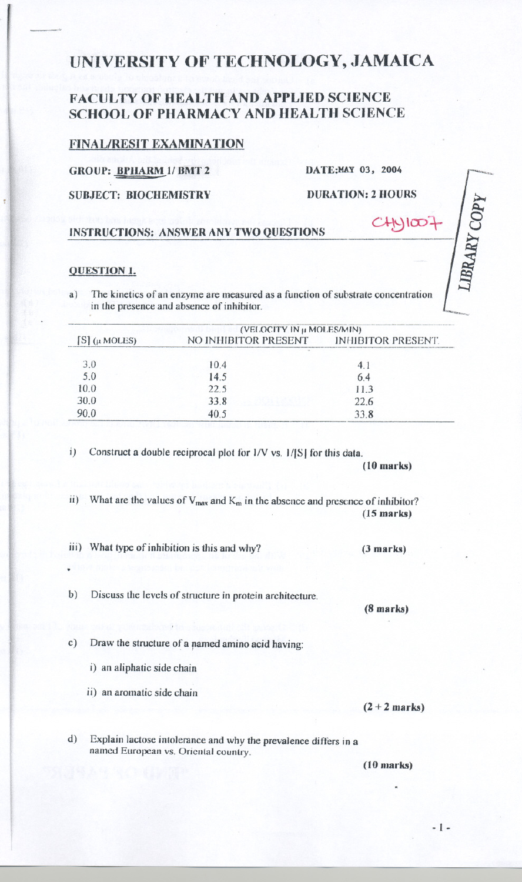# UNIVERSITY OF TECHNOLOGY, JAMAICA

## FACULTY OF HEALTH AND APPLIED SCIENCE
## SCHOOL OF PHARMACY AND HEALTH SCIENCE

**FINAL/RESIT EXAMINATION**

**GROUP: BPHARM 1/ BMT 2** **DATE: MAY 03, 2004**

**SUBJECT: BIOCHEMISTRY** **DURATION: 2 HOURS**

CHY1007

LIBRARY COPY

**INSTRUCTIONS: ANSWER ANY TWO QUESTIONS**

### QUESTION 1.

a) The kinetics of an enzyme are measured as a function of substrate concentration in the presence and absence of inhibitor.

| [S] (μ MOLES) | (VELOCITY IN μ MOLES/MIN) NO INHIBITOR PRESENT | INHIBITOR PRESENT |
|---|---|---|
| 3.0 | 10.4 | 4.1 |
| 5.0 | 14.5 | 6.4 |
| 10.0 | 22.5 | 11.3 |
| 30.0 | 33.8 | 22.6 |
| 90.0 | 40.5 | 33.8 |

i) Construct a double reciprocal plot for 1/V vs. 1/[S] for this data.
**(10 marks)**

ii) What are the values of $V_{max}$ and $K_m$ in the absence and presence of inhibitor?
**(15 marks)**

iii) What type of inhibition is this and why? **(3 marks)**

b) Discuss the levels of structure in protein architecture.
**(8 marks)**

c) Draw the structure of a named amino acid having:

i) an aliphatic side chain

ii) an aromatic side chain

**(2 + 2 marks)**

d) Explain lactose intolerance and why the prevalence differs in a named European vs. Oriental country.

**(10 marks)**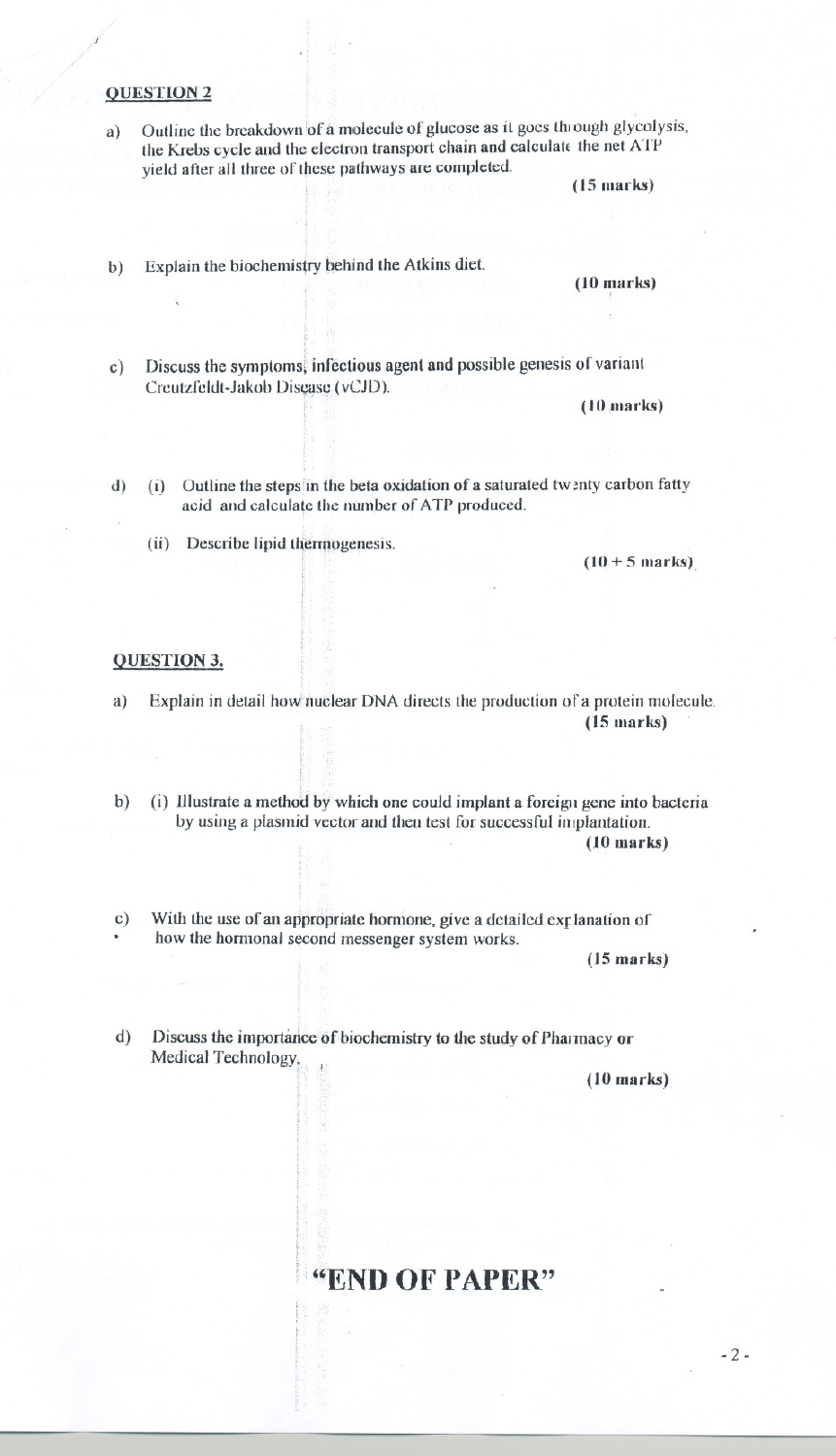## QUESTION 2

a) Outline the breakdown of a molecule of glucose as it goes through glycolysis, the Krebs cycle and the electron transport chain and calculate the net ATP yield after all three of these pathways are completed.

**(15 marks)**

b) Explain the biochemistry behind the Atkins diet.

**(10 marks)**

c) Discuss the symptoms, infectious agent and possible genesis of variant Creutzfeldt-Jakob Disease (vCJD).

**(10 marks)**

d) (i) Outline the steps in the beta oxidation of a saturated twenty carbon fatty acid and calculate the number of ATP produced.

(ii) Describe lipid thermogenesis.

**(10 + 5 marks)**

## QUESTION 3.

a) Explain in detail how nuclear DNA directs the production of a protein molecule.

**(15 marks)**

b) (i) Illustrate a method by which one could implant a foreign gene into bacteria by using a plasmid vector and then test for successful implantation.

**(10 marks)**

c) With the use of an appropriate hormone, give a detailed explanation of how the hormonal second messenger system works.

**(15 marks)**

d) Discuss the importance of biochemistry to the study of Pharmacy or Medical Technology.

**(10 marks)**

# "END OF PAPER"